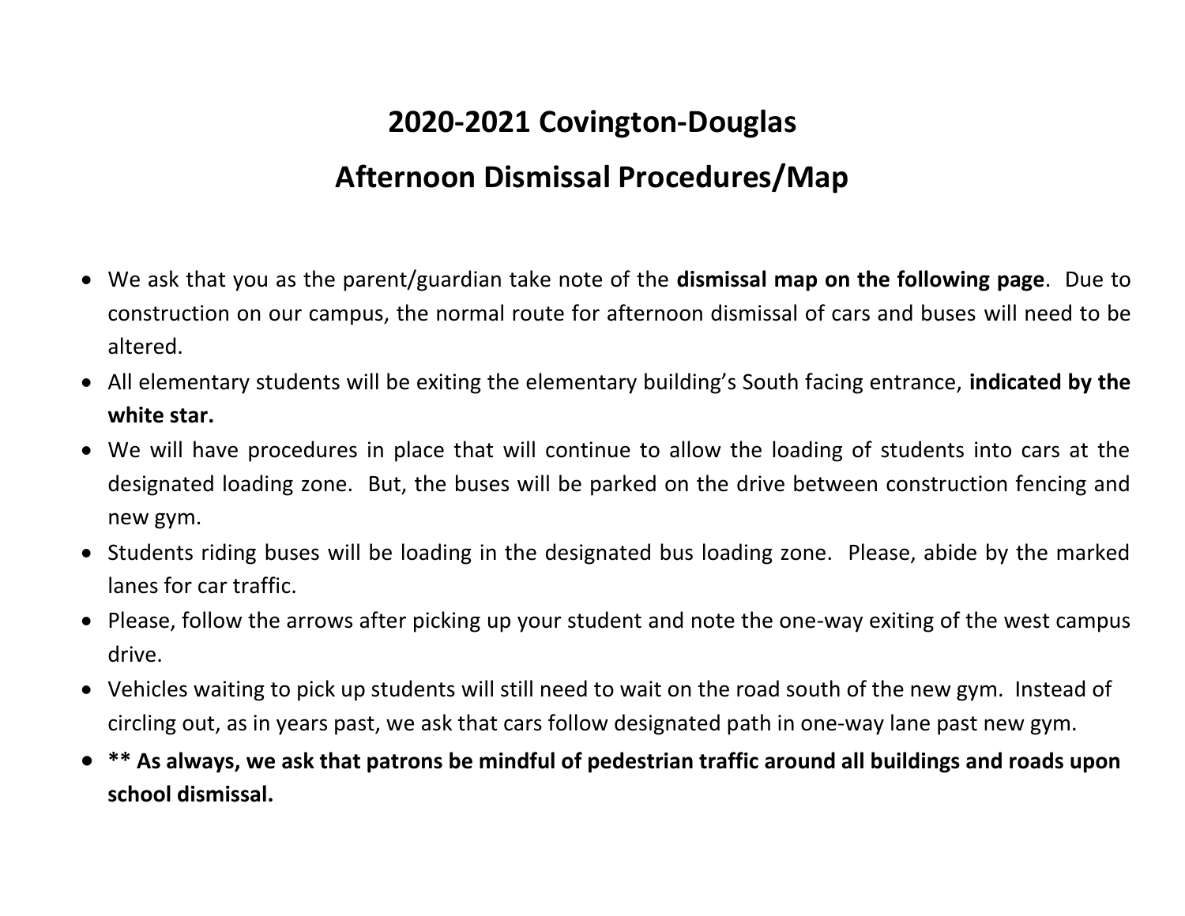# 2020-2021 Covington-Douglas

# Afternoon Dismissal Procedures/Map

- We ask that you as the parent/guardian take note of the **dismissal map on the following page**. Due to construction on our campus, the normal route for afternoon dismissal of cars and buses will need to be altered.
- All elementary students will be exiting the elementary building's South facing entrance, **indicated by the white star.**
- We will have procedures in place that will continue to allow the loading of students into cars at the designated loading zone. But, the buses will be parked on the drive between construction fencing and new gym.
- Students riding buses will be loading in the designated bus loading zone. Please, abide by the marked lanes for car traffic.
- Please, follow the arrows after picking up your student and note the one-way exiting of the west campus drive.
- Vehicles waiting to pick up students will still need to wait on the road south of the new gym. Instead of circling out, as in years past, we ask that cars follow designated path in one-way lane past new gym.
- **** As always, we ask that patrons be mindful of pedestrian traffic around all buildings and roads upon school dismissal.**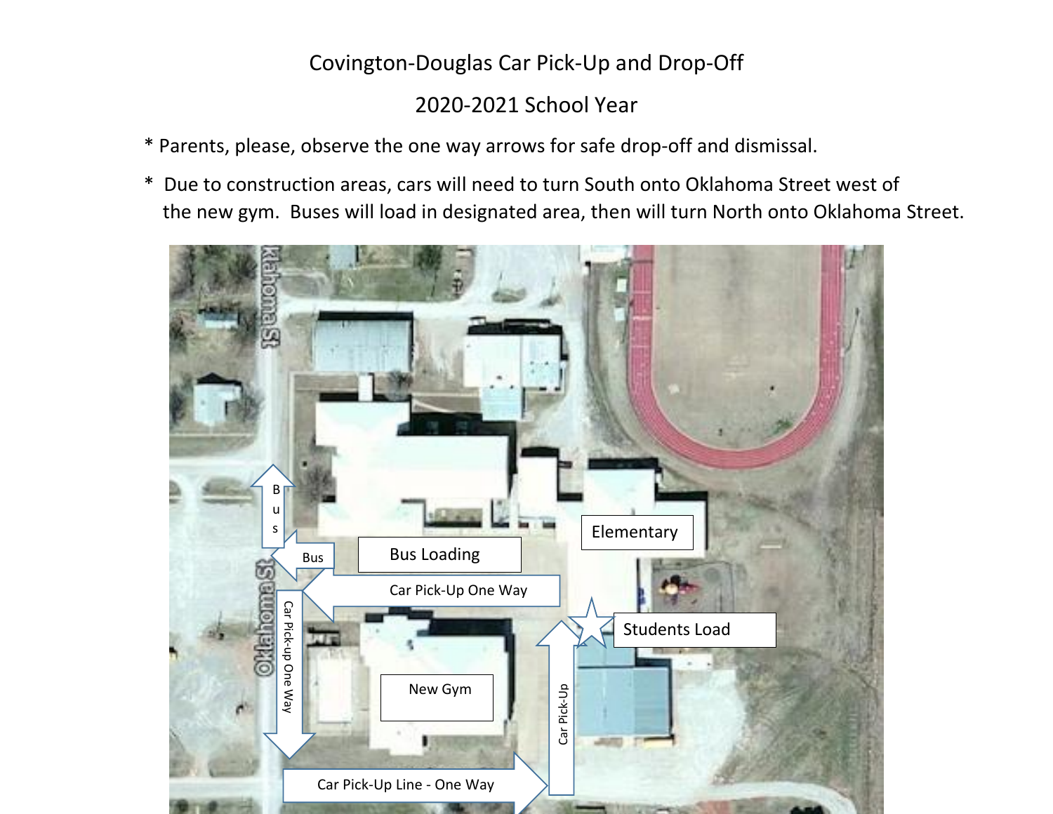# Covington-Douglas Car Pick-Up and Drop-Off

## 2020-2021 School Year

* Parents, please, observe the one way arrows for safe drop-off and dismissal.
* Due to construction areas, cars will need to turn South onto Oklahoma Street west of the new gym. Buses will load in designated area, then will turn North onto Oklahoma Street.

Oklahoma St

Bus

Bus

Bus Loading

Elementary

Car Pick-Up One Way

Oklahoma St

Car Pick-up One Way

Students Load

New Gym

Car Pick-Up

Car Pick-Up Line - One Way